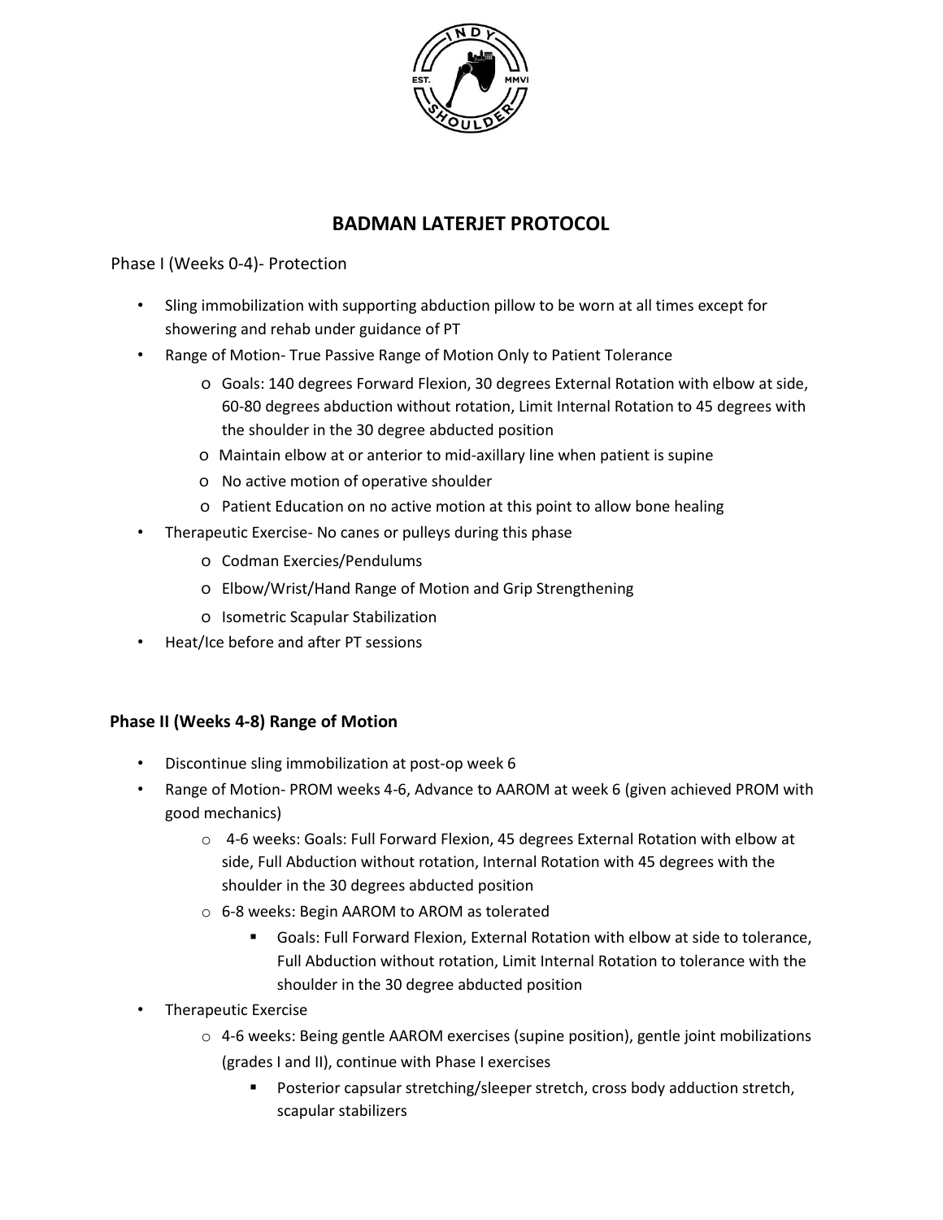# BADMAN LATERJET PROTOCOL

Phase I (Weeks 0-4)- Protection

- Sling immobilization with supporting abduction pillow to be worn at all times except for showering and rehab under guidance of PT
- Range of Motion- True Passive Range of Motion Only to Patient Tolerance
  - Goals: 140 degrees Forward Flexion, 30 degrees External Rotation with elbow at side, 60-80 degrees abduction without rotation, Limit Internal Rotation to 45 degrees with the shoulder in the 30 degree abducted position
  - Maintain elbow at or anterior to mid-axillary line when patient is supine
  - No active motion of operative shoulder
  - Patient Education on no active motion at this point to allow bone healing
- Therapeutic Exercise- No canes or pulleys during this phase
  - Codman Exercies/Pendulums
  - Elbow/Wrist/Hand Range of Motion and Grip Strengthening
  - Isometric Scapular Stabilization
- Heat/Ice before and after PT sessions

**Phase II (Weeks 4-8) Range of Motion**

- Discontinue sling immobilization at post-op week 6
- Range of Motion- PROM weeks 4-6, Advance to AAROM at week 6 (given achieved PROM with good mechanics)
  - 4-6 weeks: Goals: Full Forward Flexion, 45 degrees External Rotation with elbow at side, Full Abduction without rotation, Internal Rotation with 45 degrees with the shoulder in the 30 degrees abducted position
  - 6-8 weeks: Begin AAROM to AROM as tolerated
    - Goals: Full Forward Flexion, External Rotation with elbow at side to tolerance, Full Abduction without rotation, Limit Internal Rotation to tolerance with the shoulder in the 30 degree abducted position
- Therapeutic Exercise
  - 4-6 weeks: Being gentle AAROM exercises (supine position), gentle joint mobilizations (grades I and II), continue with Phase I exercises
    - Posterior capsular stretching/sleeper stretch, cross body adduction stretch, scapular stabilizers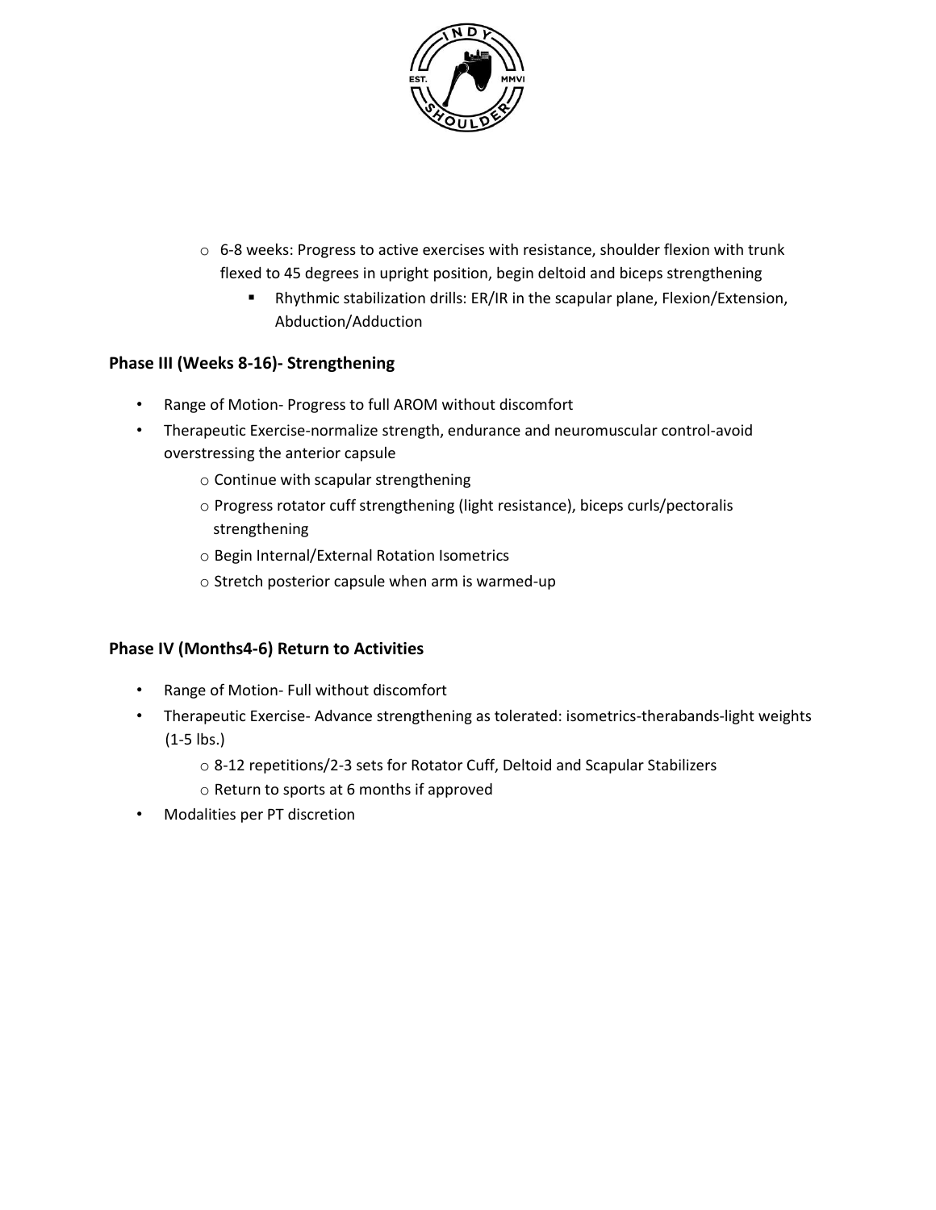- 6-8 weeks: Progress to active exercises with resistance, shoulder flexion with trunk flexed to 45 degrees in upright position, begin deltoid and biceps strengthening
  - Rhythmic stabilization drills: ER/IR in the scapular plane, Flexion/Extension, Abduction/Adduction

**Phase III (Weeks 8-16)- Strengthening**

- Range of Motion- Progress to full AROM without discomfort
- Therapeutic Exercise-normalize strength, endurance and neuromuscular control-avoid overstressing the anterior capsule
  - Continue with scapular strengthening
  - Progress rotator cuff strengthening (light resistance), biceps curls/pectoralis strengthening
  - Begin Internal/External Rotation Isometrics
  - Stretch posterior capsule when arm is warmed-up

**Phase IV (Months4-6) Return to Activities**

- Range of Motion- Full without discomfort
- Therapeutic Exercise- Advance strengthening as tolerated: isometrics-therabands-light weights (1-5 lbs.)
  - 8-12 repetitions/2-3 sets for Rotator Cuff, Deltoid and Scapular Stabilizers
  - Return to sports at 6 months if approved
- Modalities per PT discretion